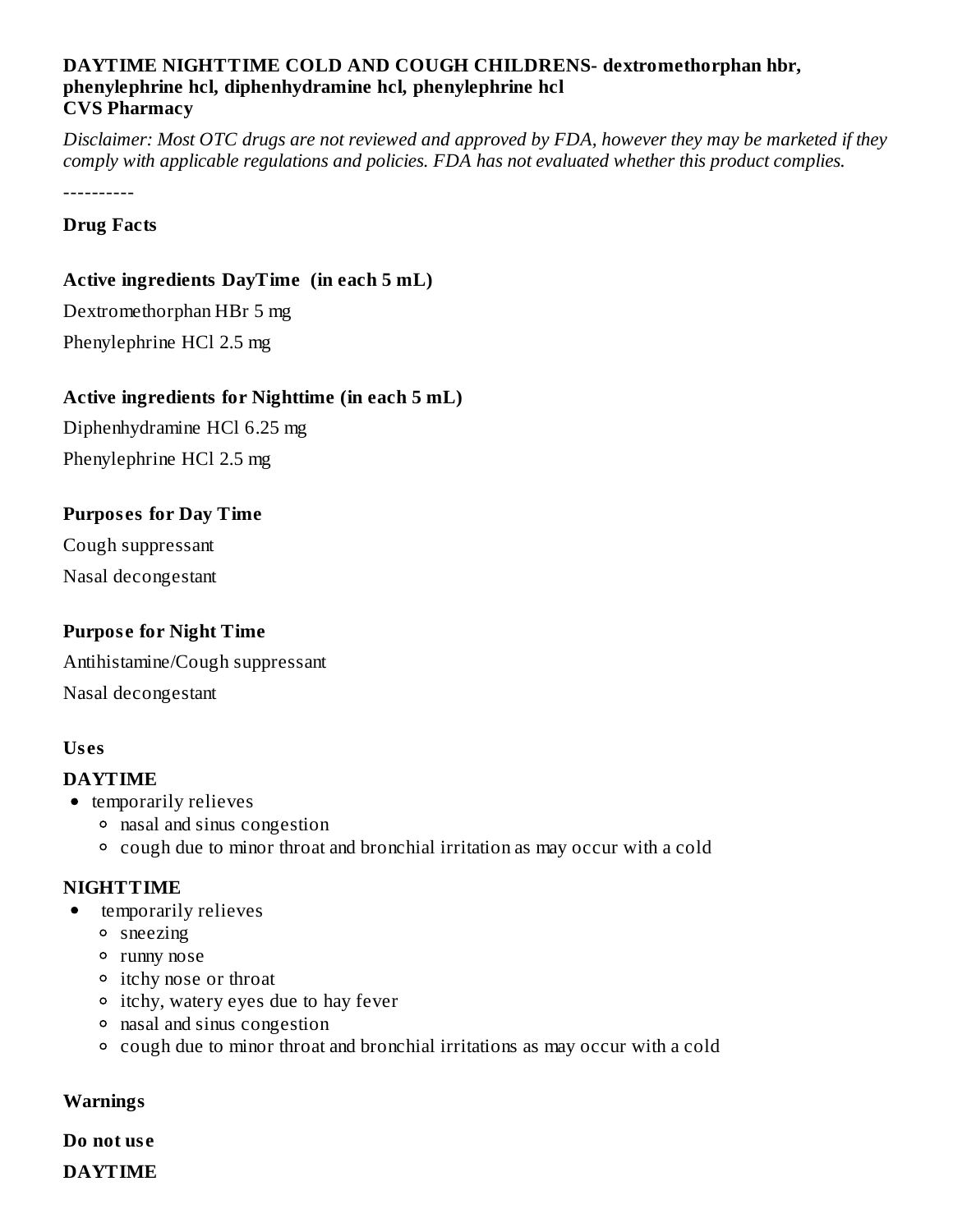**DAYTIME NIGHTTIME COLD AND COUGH CHILDRENS- dextromethorphan hbr, phenylephrine hcl, diphenhydramine hcl, phenylephrine hcl**
**CVS Pharmacy**

*Disclaimer: Most OTC drugs are not reviewed and approved by FDA, however they may be marketed if they comply with applicable regulations and policies. FDA has not evaluated whether this product complies.*

----------

**Drug Facts**

**Active ingredients DayTime (in each 5 mL)**

Dextromethorphan HBr 5 mg

Phenylephrine HCl 2.5 mg

**Active ingredients for Nighttime (in each 5 mL)**

Diphenhydramine HCl 6.25 mg

Phenylephrine HCl 2.5 mg

**Purposes for Day Time**

Cough suppressant

Nasal decongestant

**Purpose for Night Time**

Antihistamine/Cough suppressant

Nasal decongestant

**Uses**

**DAYTIME**

- temporarily relieves
  - nasal and sinus congestion
  - cough due to minor throat and bronchial irritation as may occur with a cold

**NIGHTTIME**

- temporarily relieves
  - sneezing
  - runny nose
  - itchy nose or throat
  - itchy, watery eyes due to hay fever
  - nasal and sinus congestion
  - cough due to minor throat and bronchial irritations as may occur with a cold

**Warnings**

**Do not use**

**DAYTIME**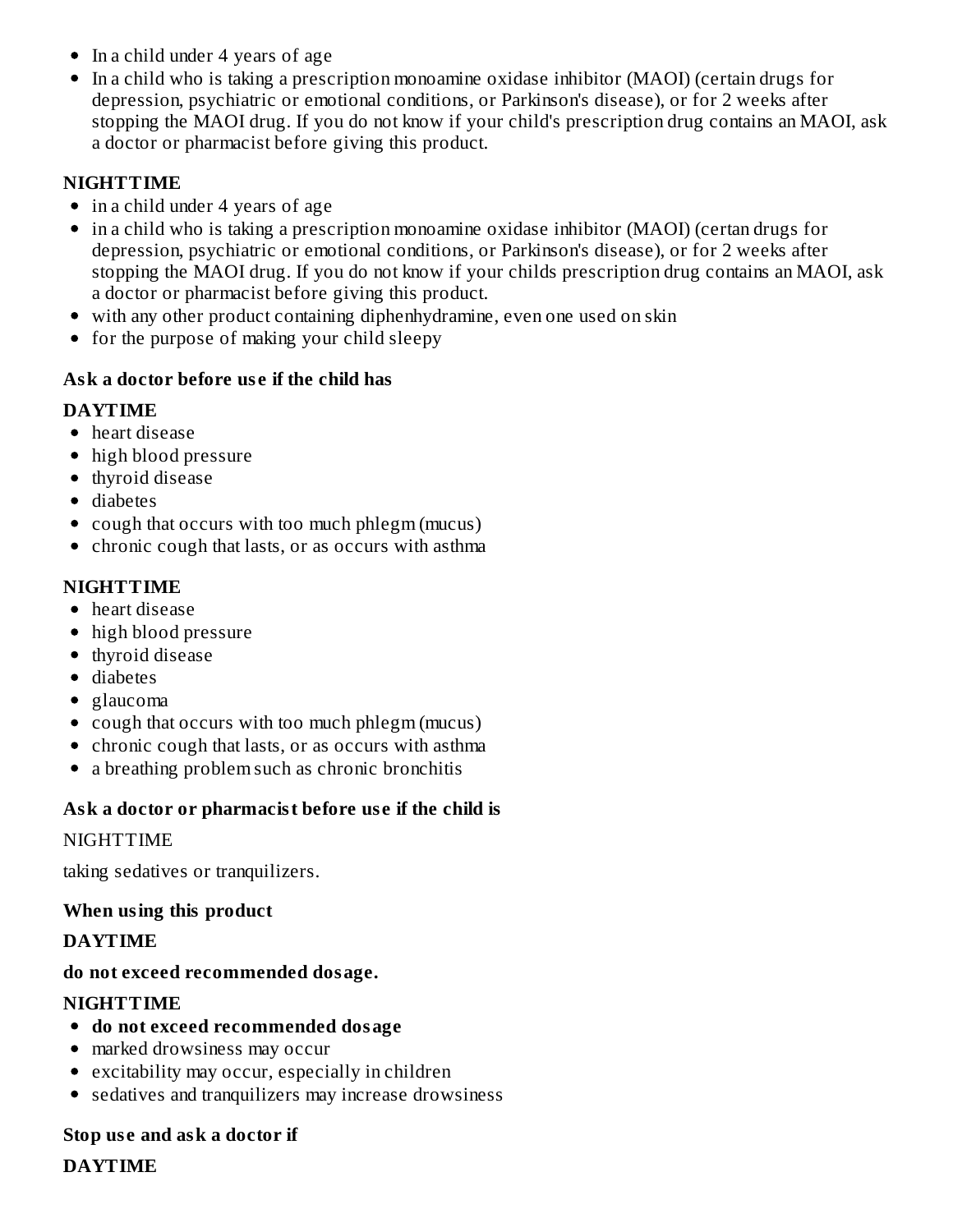- In a child under 4 years of age
- In a child who is taking a prescription monoamine oxidase inhibitor (MAOI) (certain drugs for depression, psychiatric or emotional conditions, or Parkinson's disease), or for 2 weeks after stopping the MAOI drug. If you do not know if your child's prescription drug contains an MAOI, ask a doctor or pharmacist before giving this product.

**NIGHTTIME**

- in a child under 4 years of age
- in a child who is taking a prescription monoamine oxidase inhibitor (MAOI) (certan drugs for depression, psychiatric or emotional conditions, or Parkinson's disease), or for 2 weeks after stopping the MAOI drug. If you do not know if your childs prescription drug contains an MAOI, ask a doctor or pharmacist before giving this product.
- with any other product containing diphenhydramine, even one used on skin
- for the purpose of making your child sleepy

**Ask a doctor before use if the child has**

**DAYTIME**

- heart disease
- high blood pressure
- thyroid disease
- diabetes
- cough that occurs with too much phlegm (mucus)
- chronic cough that lasts, or as occurs with asthma

**NIGHTTIME**

- heart disease
- high blood pressure
- thyroid disease
- diabetes
- glaucoma
- cough that occurs with too much phlegm (mucus)
- chronic cough that lasts, or as occurs with asthma
- a breathing problem such as chronic bronchitis

**Ask a doctor or pharmacist before use if the child is**

NIGHTTIME

taking sedatives or tranquilizers.

**When using this product**

**DAYTIME**

**do not exceed recommended dosage.**

**NIGHTTIME**

- **do not exceed recommended dosage**
- marked drowsiness may occur
- excitability may occur, especially in children
- sedatives and tranquilizers may increase drowsiness

**Stop use and ask a doctor if**

**DAYTIME**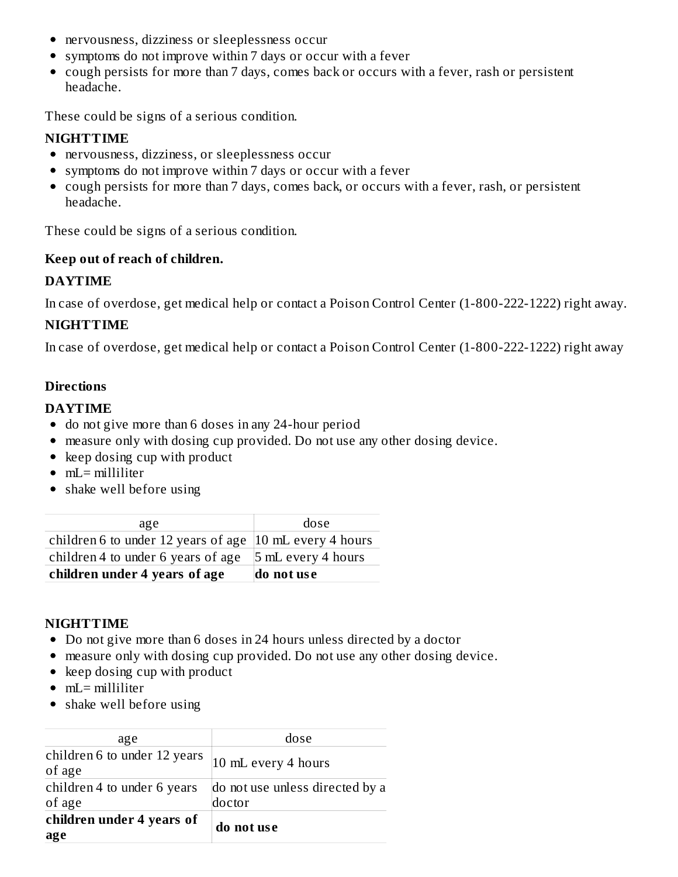- nervousness, dizziness or sleeplessness occur
- symptoms do not improve within 7 days or occur with a fever
- cough persists for more than 7 days, comes back or occurs with a fever, rash or persistent headache.

These could be signs of a serious condition.

**NIGHTTIME**

- nervousness, dizziness, or sleeplessness occur
- symptoms do not improve within 7 days or occur with a fever
- cough persists for more than 7 days, comes back, or occurs with a fever, rash, or persistent headache.

These could be signs of a serious condition.

**Keep out of reach of children.**

**DAYTIME**

In case of overdose, get medical help or contact a Poison Control Center (1-800-222-1222) right away.

**NIGHTTIME**

In case of overdose, get medical help or contact a Poison Control Center (1-800-222-1222) right away

**Directions**

**DAYTIME**

- do not give more than 6 doses in any 24-hour period
- measure only with dosing cup provided. Do not use any other dosing device.
- keep dosing cup with product
- mL= milliliter
- shake well before using

| age | dose |
| --- | --- |
| children 6 to under 12 years of age | 10 mL every 4 hours |
| children 4 to under 6 years of age | 5 mL every 4 hours |
| **children under 4 years of age** | **do not use** |

**NIGHTTIME**

- Do not give more than 6 doses in 24 hours unless directed by a doctor
- measure only with dosing cup provided. Do not use any other dosing device.
- keep dosing cup with product
- mL= milliliter
- shake well before using

| age | dose |
| --- | --- |
| children 6 to under 12 years of age | 10 mL every 4 hours |
| children 4 to under 6 years of age | do not use unless directed by a doctor |
| **children under 4 years of age** | **do not use** |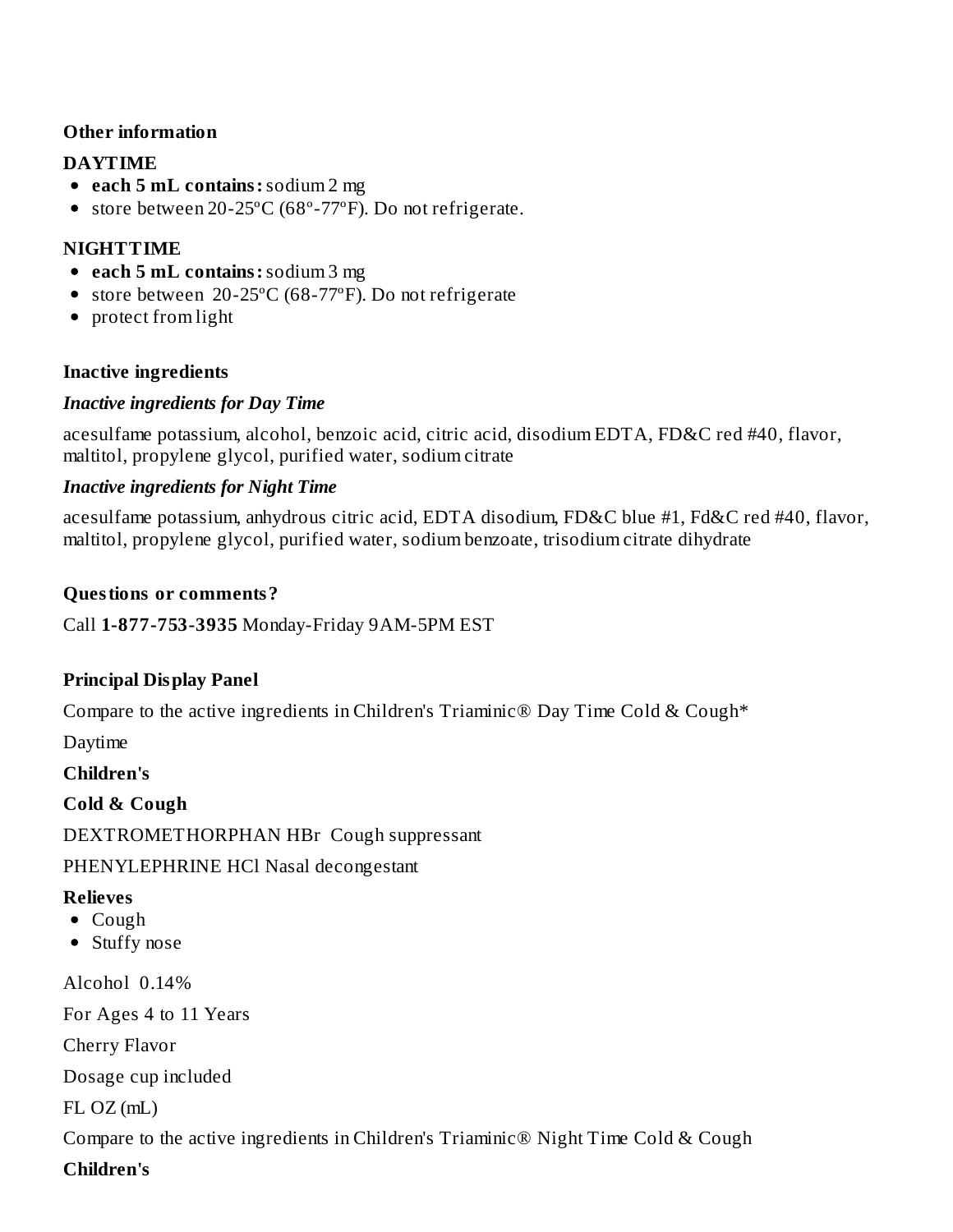**Other information**

**DAYTIME**

- **each 5 mL contains:** sodium 2 mg
- store between 20-25ºC (68°-77ºF). Do not refrigerate.

**NIGHTTIME**

- **each 5 mL contains:** sodium 3 mg
- store between 20-25ºC (68-77ºF). Do not refrigerate
- protect from light

**Inactive ingredients**

***Inactive ingredients for Day Time***

acesulfame potassium, alcohol, benzoic acid, citric acid, disodium EDTA, FD&C red #40, flavor, maltitol, propylene glycol, purified water, sodium citrate

***Inactive ingredients for Night Time***

acesulfame potassium, anhydrous citric acid, EDTA disodium, FD&C blue #1, Fd&C red #40, flavor, maltitol, propylene glycol, purified water, sodium benzoate, trisodium citrate dihydrate

**Questions or comments?**

Call **1-877-753-3935** Monday-Friday 9AM-5PM EST

**Principal Display Panel**

Compare to the active ingredients in Children's Triaminic® Day Time Cold & Cough*

Daytime

**Children's**

**Cold & Cough**

DEXTROMETHORPHAN HBr Cough suppressant

PHENYLEPHRINE HCl Nasal decongestant

**Relieves**

- Cough
- Stuffy nose

Alcohol 0.14%

For Ages 4 to 11 Years

Cherry Flavor

Dosage cup included

FL OZ (mL)

Compare to the active ingredients in Children's Triaminic® Night Time Cold & Cough

**Children's**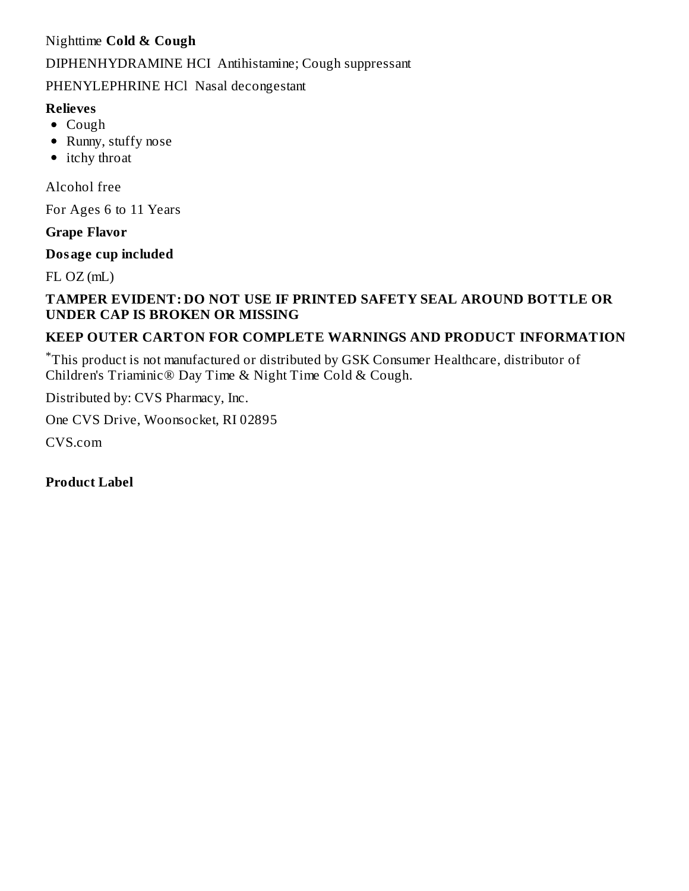Nighttime **Cold & Cough**

DIPHENHYDRAMINE HCI Antihistamine; Cough suppressant

PHENYLEPHRINE HCl Nasal decongestant

**Relieves**

- Cough
- Runny, stuffy nose
- itchy throat

Alcohol free

For Ages 6 to 11 Years

**Grape Flavor**

**Dosage cup included**

FL OZ (mL)

**TAMPER EVIDENT: DO NOT USE IF PRINTED SAFETY SEAL AROUND BOTTLE OR UNDER CAP IS BROKEN OR MISSING**

**KEEP OUTER CARTON FOR COMPLETE WARNINGS AND PRODUCT INFORMATION**

*This product is not manufactured or distributed by GSK Consumer Healthcare, distributor of Children's Triaminic® Day Time & Night Time Cold & Cough.

Distributed by: CVS Pharmacy, Inc.

One CVS Drive, Woonsocket, RI 02895

CVS.com

**Product Label**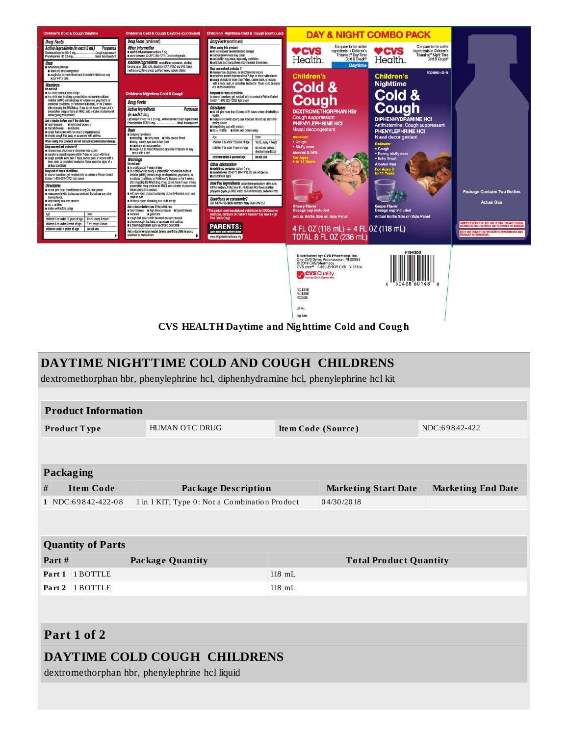CVS HEALTH Daytime and Nighttime Cold and Cough

# DAYTIME NIGHTTIME COLD AND COUGH CHILDRENS

dextromethorphan hbr, phenylephrine hcl, diphenhydramine hcl, phenylephrine hcl kit

| Product Information | | | |
|---|---|---|---|
| Product Type | HUMAN OTC DRUG | Item Code (Source) | NDC:69842-422 |

| Packaging | | | | |
|---|---|---|---|---|
| # | Item Code | Package Description | Marketing Start Date | Marketing End Date |
| 1 | NDC:69842-422-08 | 1 in 1 KIT; Type 0: Not a Combination Product | 04/30/2018 | |

| Quantity of Parts | | |
|---|---|---|
| Part # | Package Quantity | Total Product Quantity |
| Part 1 | 1 BOTTLE | 118 mL |
| Part 2 | 1 BOTTLE | 118 mL |

## Part 1 of 2

## DAYTIME COLD COUGH CHILDRENS

dextromethorphan hbr, phenylephrine hcl liquid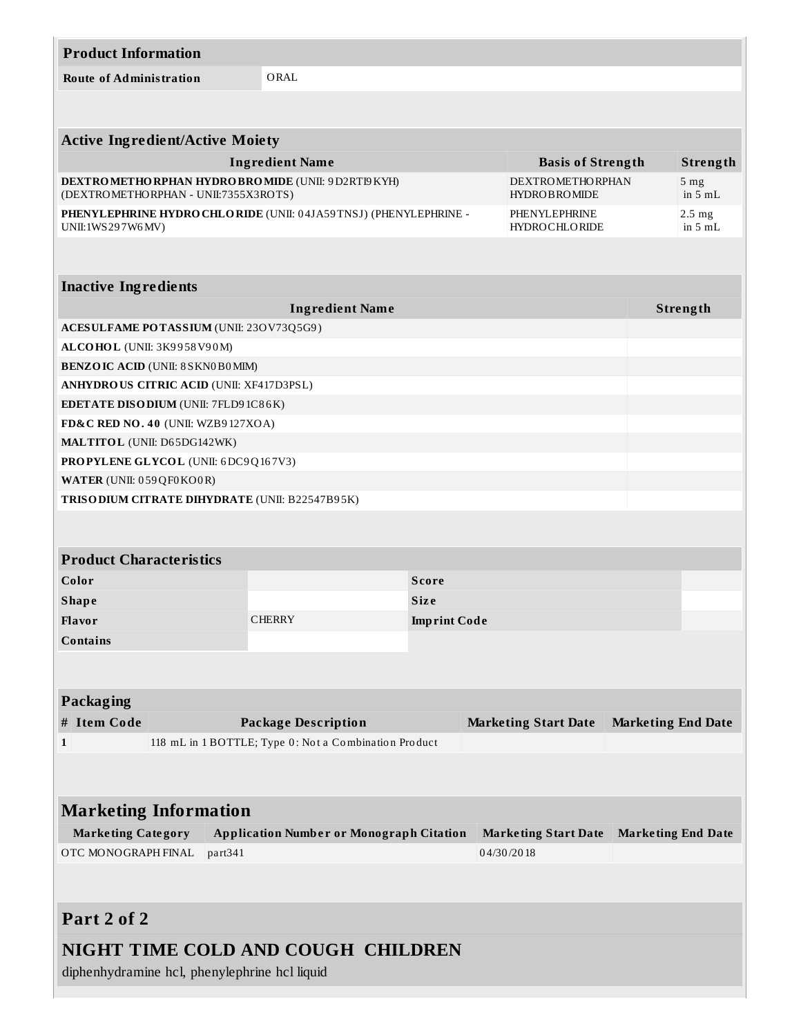| Product Information | |
|---|---|
| Route of Administration | ORAL |

| Active Ingredient/Active Moiety | | |
|---|---|---|
| Ingredient Name | Basis of Strength | Strength |
| **DEXTROMETHORPHAN HYDROBROMIDE** (UNII: 9D2RTI9KYH) (DEXTROMETHORPHAN - UNII:7355X3ROTS) | DEXTROMETHORPHAN HYDROBROMIDE | 5 mg in 5 mL |
| **PHENYLEPHRINE HYDROCHLORIDE** (UNII: 04JA59TNSJ) (PHENYLEPHRINE - UNII:1WS297W6MV) | PHENYLEPHRINE HYDROCHLORIDE | 2.5 mg in 5 mL |

| Inactive Ingredients | |
|---|---|
| Ingredient Name | Strength |
| **ACESULFAME POTASSIUM** (UNII: 23OV73Q5G9) | |
| **ALCOHOL** (UNII: 3K9958V90M) | |
| **BENZOIC ACID** (UNII: 8SKN0B0MIM) | |
| **ANHYDROUS CITRIC ACID** (UNII: XF417D3PSL) | |
| **EDETATE DISODIUM** (UNII: 7FLD91C86K) | |
| **FD&C RED NO. 40** (UNII: WZB9127XOA) | |
| **MALTITOL** (UNII: D65DG142WK) | |
| **PROPYLENE GLYCOL** (UNII: 6DC9Q167V3) | |
| **WATER** (UNII: 059QF0KO0R) | |
| **TRISODIUM CITRATE DIHYDRATE** (UNII: B22547B95K) | |

| Product Characteristics | | | |
|---|---|---|---|
| Color | | Score | |
| Shape | | Size | |
| Flavor | CHERRY | Imprint Code | |
| Contains | | | |

| Packaging | | | | |
|---|---|---|---|---|
| # | Item Code | Package Description | Marketing Start Date | Marketing End Date |
| 1 | | 118 mL in 1 BOTTLE; Type 0: Not a Combination Product | | |

| Marketing Information | | | |
|---|---|---|---|
| Marketing Category | Application Number or Monograph Citation | Marketing Start Date | Marketing End Date |
| OTC MONOGRAPH FINAL | part341 | 04/30/2018 | |

## Part 2 of 2

## NIGHT TIME COLD AND COUGH CHILDREN

diphenhydramine hcl, phenylephrine hcl liquid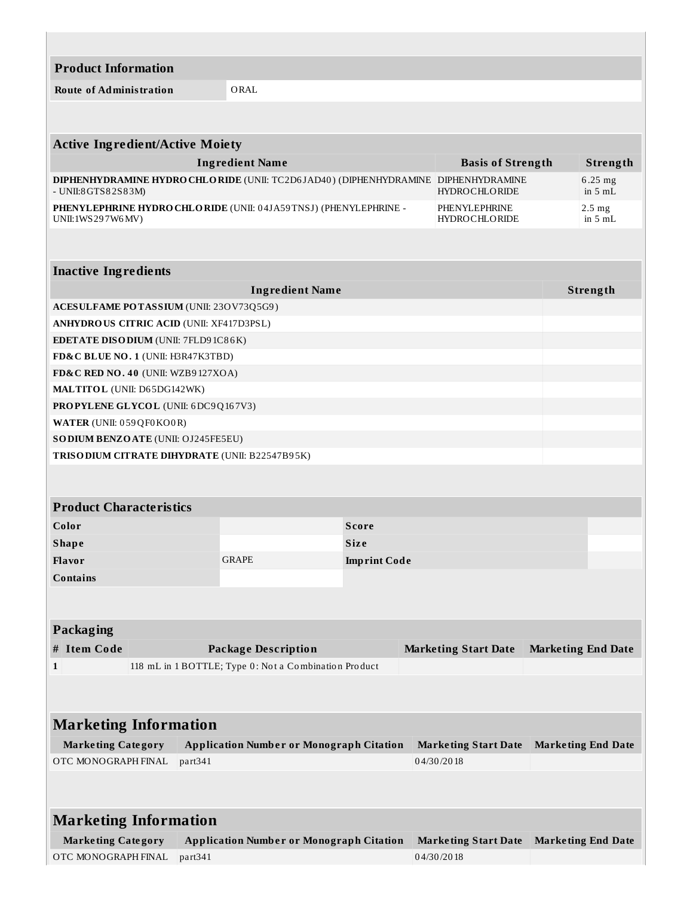## Product Information

| Route of Administration | ORAL |
|---|---|

## Active Ingredient/Active Moiety

| Ingredient Name | Basis of Strength | Strength |
|---|---|---|
| **DIPHENHYDRAMINE HYDROCHLORIDE** (UNII: TC2D6JAD40) (DIPHENHYDRAMINE - UNII:8GTS82S83M) | DIPHENHYDRAMINE HYDROCHLORIDE | 6.25 mg in 5 mL |
| **PHENYLEPHRINE HYDROCHLORIDE** (UNII: 04JA59TNSJ) (PHENYLEPHRINE - UNII:1WS297W6MV) | PHENYLEPHRINE HYDROCHLORIDE | 2.5 mg in 5 mL |

## Inactive Ingredients

| Ingredient Name | Strength |
|---|---|
| **ACESULFAME POTASSIUM** (UNII: 23OV73Q5G9) | |
| **ANHYDROUS CITRIC ACID** (UNII: XF417D3PSL) | |
| **EDETATE DISODIUM** (UNII: 7FLD91C86K) | |
| **FD&C BLUE NO. 1** (UNII: H3R47K3TBD) | |
| **FD&C RED NO. 40** (UNII: WZB9127XOA) | |
| **MALTITOL** (UNII: D65DG142WK) | |
| **PROPYLENE GLYCOL** (UNII: 6DC9Q167V3) | |
| **WATER** (UNII: 059QF0KO0R) | |
| **SODIUM BENZOATE** (UNII: OJ245FE5EU) | |
| **TRISODIUM CITRATE DIHYDRATE** (UNII: B22547B95K) | |

## Product Characteristics

| | | | |
|---|---|---|---|
| **Color** | | **Score** | |
| **Shape** | | **Size** | |
| **Flavor** | GRAPE | **Imprint Code** | |
| **Contains** | | | |

## Packaging

| # | Item Code | Package Description | Marketing Start Date | Marketing End Date |
|---|---|---|---|---|
| 1 | | 118 mL in 1 BOTTLE; Type 0: Not a Combination Product | | |

## Marketing Information

| Marketing Category | Application Number or Monograph Citation | Marketing Start Date | Marketing End Date |
|---|---|---|---|
| OTC MONOGRAPH FINAL | part341 | 04/30/2018 | |

## Marketing Information

| Marketing Category | Application Number or Monograph Citation | Marketing Start Date | Marketing End Date |
|---|---|---|---|
| OTC MONOGRAPH FINAL | part341 | 04/30/2018 | |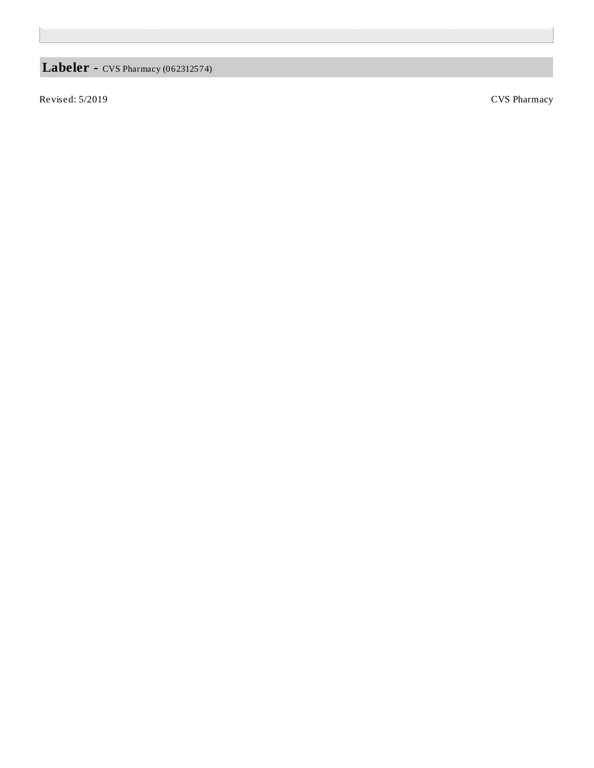**Labeler -** CVS Pharmacy (062312574)

Revised: 5/2019 CVS Pharmacy